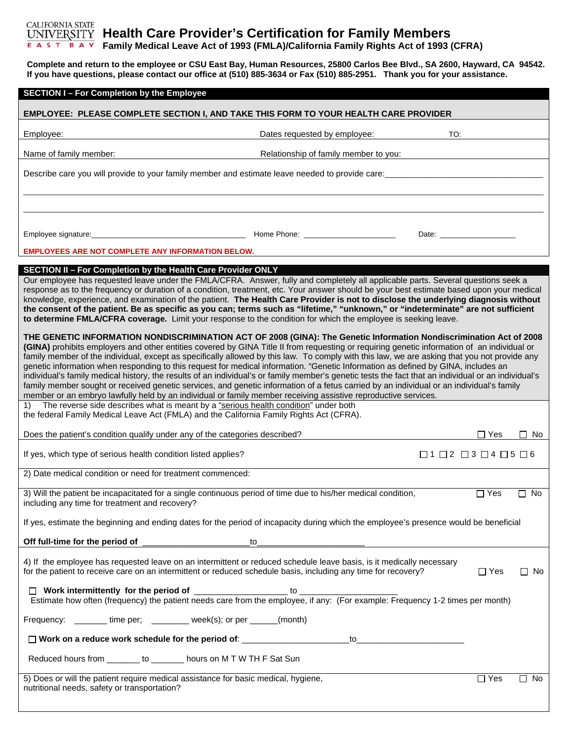CALIFORNIA STATE UNIVERSITY EAST BAY

# Health Care Provider's Certification for Family Members

**Family Medical Leave Act of 1993 (FMLA)/California Family Rights Act of 1993 (CFRA)**

**Complete and return to the employee or CSU East Bay, Human Resources, 25800 Carlos Bee Blvd., SA 2600, Hayward, CA 94542. If you have questions, please contact our office at (510) 885-3634 or Fax (510) 885-2951. Thank you for your assistance.**

## SECTION I – For Completion by the Employee

**EMPLOYEE: PLEASE COMPLETE SECTION I, AND TAKE THIS FORM TO YOUR HEALTH CARE PROVIDER**

Employee: ______________________ Dates requested by employee: ____________ TO: ____________

Name of family member: ______________________ Relationship of family member to you: ______________________

Describe care you will provide to your family member and estimate leave needed to provide care: ________________________________

________________________________________________________________________________

________________________________________________________________________________

Employee signature: ___________________________________ Home Phone: ______________________ Date: __________________

**EMPLOYEES ARE NOT COMPLETE ANY INFORMATION BELOW.**

## SECTION II – For Completion by the Health Care Provider ONLY

Our employee has requested leave under the FMLA/CFRA. Answer, fully and completely all applicable parts. Several questions seek a response as to the frequency or duration of a condition, treatment, etc. Your answer should be your best estimate based upon your medical knowledge, experience, and examination of the patient. **The Health Care Provider is not to disclose the underlying diagnosis without the consent of the patient. Be as specific as you can; terms such as "lifetime," "unknown," or "indeterminate" are not sufficient to determine FMLA/CFRA coverage.** Limit your response to the condition for which the employee is seeking leave.

**THE GENETIC INFORMATION NONDISCRIMINATION ACT OF 2008 (GINA): The Genetic Information Nondiscrimination Act of 2008 (GINA)** prohibits employers and other entities covered by GINA Title II from requesting or requiring genetic information of an individual or family member of the individual, except as specifically allowed by this law. To comply with this law, we are asking that you not provide any genetic information when responding to this request for medical information. "Genetic Information as defined by GINA, includes an individual's family medical history, the results of an individual's or family member's genetic tests the fact that an individual or an individual's family member sought or received genetic services, and genetic information of a fetus carried by an individual or an individual's family member or an embryo lawfully held by an individual or family member receiving assistive reproductive services.

1) The reverse side describes what is meant by a "serious health condition" under both the federal Family Medical Leave Act (FMLA) and the California Family Rights Act (CFRA).

Does the patient's condition qualify under any of the categories described? ☐ Yes ☐ No

If yes, which type of serious health condition listed applies? ☐ 1 ☐ 2 ☐ 3 ☐ 4 ☐ 5 ☐ 6

2) Date medical condition or need for treatment commenced:

3) Will the patient be incapacitated for a single continuous period of time due to his/her medical condition, including any time for treatment and recovery? ☐ Yes ☐ No

If yes, estimate the beginning and ending dates for the period of incapacity during which the employee's presence would be beneficial

**Off full-time for the period of** ______________________ to ______________________

4) If the employee has requested leave on an intermittent or reduced schedule leave basis, is it medically necessary for the patient to receive care on an intermittent or reduced schedule basis, including any time for recovery? ☐ Yes ☐ No

☐ **Work intermittently for the period of** ___________________ to ____________________

Estimate how often (frequency) the patient needs care from the employee, if any: (For example: Frequency 1-2 times per month)

Frequency: _______ time per; ________ week(s); or per ______(month)

☐ **Work on a reduce work schedule for the period of**: ______________________ to ______________________

Reduced hours from _______ to _______ hours on M T W TH F Sat Sun

5) Does or will the patient require medical assistance for basic medical, hygiene, nutritional needs, safety or transportation? ☐ Yes ☐ No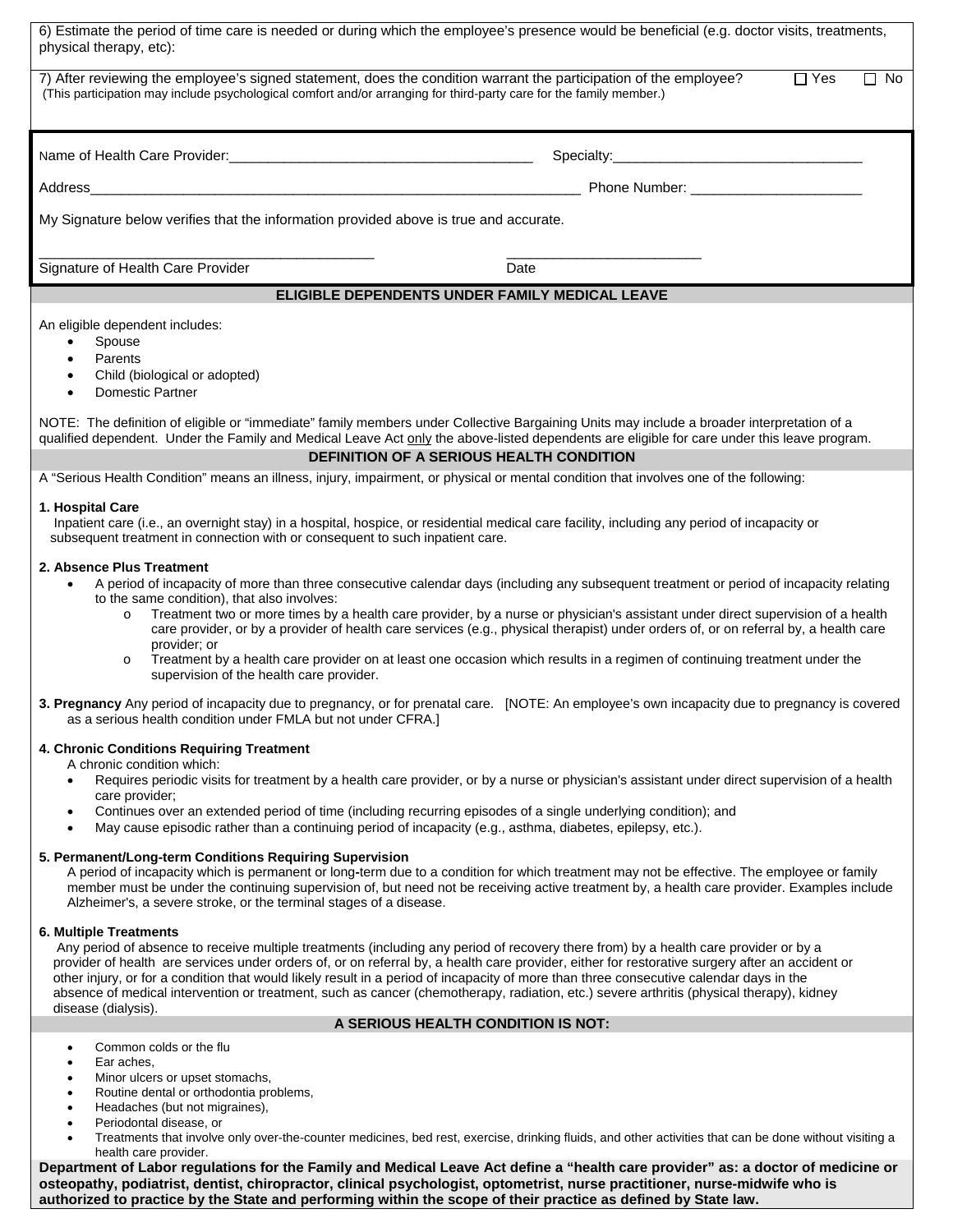6) Estimate the period of time care is needed or during which the employee's presence would be beneficial (e.g. doctor visits, treatments, physical therapy, etc):

7) After reviewing the employee's signed statement, does the condition warrant the participation of the employee? ☐ Yes ☐ No
(This participation may include psychological comfort and/or arranging for third-party care for the family member.)

Name of Health Care Provider:_______________________________________ Specialty:________________________________

Address_________________________________________________________________ Phone Number: ______________________

My Signature below verifies that the information provided above is true and accurate.

_________________________________________ _________________________

Signature of Health Care Provider Date

## ELIGIBLE DEPENDENTS UNDER FAMILY MEDICAL LEAVE

An eligible dependent includes:

- Spouse
- Parents
- Child (biological or adopted)
- Domestic Partner

NOTE: The definition of eligible or "immediate" family members under Collective Bargaining Units may include a broader interpretation of a qualified dependent. Under the Family and Medical Leave Act only the above-listed dependents are eligible for care under this leave program.

## DEFINITION OF A SERIOUS HEALTH CONDITION

A "Serious Health Condition" means an illness, injury, impairment, or physical or mental condition that involves one of the following:

**1. Hospital Care**
Inpatient care (i.e., an overnight stay) in a hospital, hospice, or residential medical care facility, including any period of incapacity or subsequent treatment in connection with or consequent to such inpatient care.

**2. Absence Plus Treatment**

- A period of incapacity of more than three consecutive calendar days (including any subsequent treatment or period of incapacity relating to the same condition), that also involves:
  - Treatment two or more times by a health care provider, by a nurse or physician's assistant under direct supervision of a health care provider, or by a provider of health care services (e.g., physical therapist) under orders of, or on referral by, a health care provider; or
  - Treatment by a health care provider on at least one occasion which results in a regimen of continuing treatment under the supervision of the health care provider.

**3. Pregnancy** Any period of incapacity due to pregnancy, or for prenatal care. [NOTE: An employee's own incapacity due to pregnancy is covered as a serious health condition under FMLA but not under CFRA.]

**4. Chronic Conditions Requiring Treatment**
A chronic condition which:

- Requires periodic visits for treatment by a health care provider, or by a nurse or physician's assistant under direct supervision of a health care provider;
- Continues over an extended period of time (including recurring episodes of a single underlying condition); and
- May cause episodic rather than a continuing period of incapacity (e.g., asthma, diabetes, epilepsy, etc.).

**5. Permanent/Long-term Conditions Requiring Supervision**
A period of incapacity which is permanent or long-term due to a condition for which treatment may not be effective. The employee or family member must be under the continuing supervision of, but need not be receiving active treatment by, a health care provider. Examples include Alzheimer's, a severe stroke, or the terminal stages of a disease.

**6. Multiple Treatments**
Any period of absence to receive multiple treatments (including any period of recovery there from) by a health care provider or by a provider of health are services under orders of, or on referral by, a health care provider, either for restorative surgery after an accident or other injury, or for a condition that would likely result in a period of incapacity of more than three consecutive calendar days in the absence of medical intervention or treatment, such as cancer (chemotherapy, radiation, etc.) severe arthritis (physical therapy), kidney disease (dialysis).

## A SERIOUS HEALTH CONDITION IS NOT:

- Common colds or the flu
- Ear aches,
- Minor ulcers or upset stomachs,
- Routine dental or orthodontia problems,
- Headaches (but not migraines),
- Periodontal disease, or
- Treatments that involve only over-the-counter medicines, bed rest, exercise, drinking fluids, and other activities that can be done without visiting a health care provider.

**Department of Labor regulations for the Family and Medical Leave Act define a "health care provider" as: a doctor of medicine or osteopathy, podiatrist, dentist, chiropractor, clinical psychologist, optometrist, nurse practitioner, nurse-midwife who is authorized to practice by the State and performing within the scope of their practice as defined by State law.**